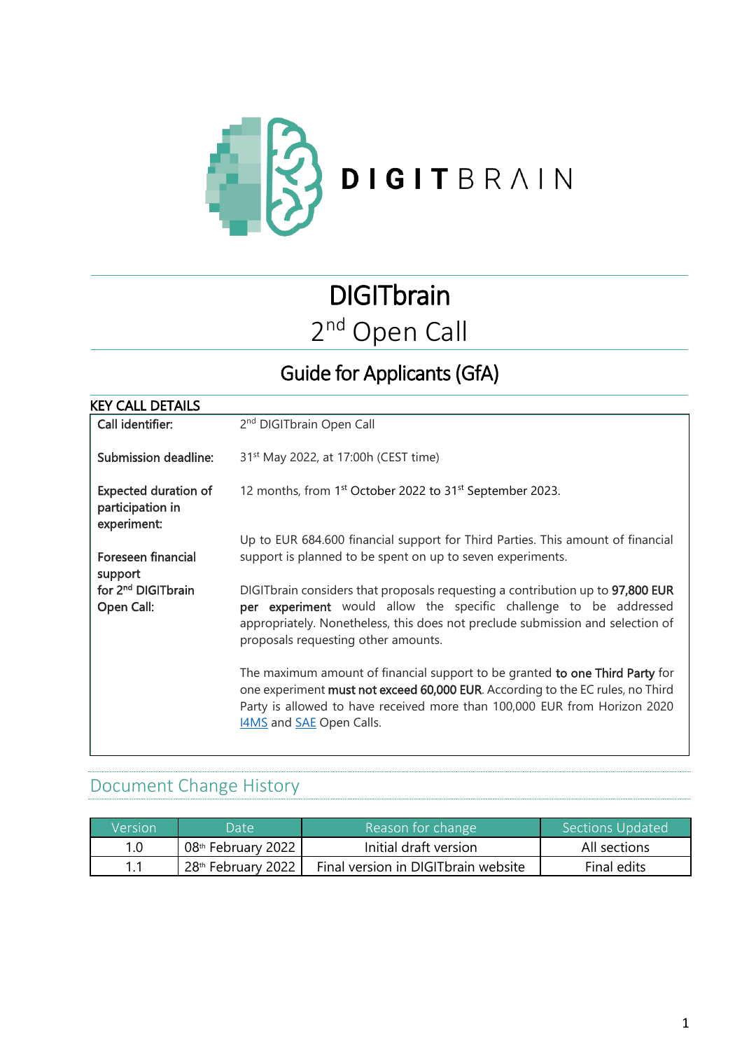DIGITBRAIN

# DIGITbrain

## 2nd Open Call

## Guide for Applicants (GfA)

**KEY CALL DETAILS**

| | |
|---|---|
| **Call identifier:** | 2nd DIGITbrain Open Call |
| **Submission deadline:** | 31st May 2022, at 17:00h (CEST time) |
| **Expected duration of participation in experiment:** | 12 months, from 1st October 2022 to 31st September 2023. |
| **Foreseen financial support for 2nd DIGITbrain Open Call:** | Up to EUR 684.600 financial support for Third Parties. This amount of financial support is planned to be spent on up to seven experiments.<br><br>DIGITbrain considers that proposals requesting a contribution up to **97,800 EUR per experiment** would allow the specific challenge to be addressed appropriately. Nonetheless, this does not preclude submission and selection of proposals requesting other amounts.<br><br>The maximum amount of financial support to be granted **to one Third Party** for one experiment **must not exceed 60,000 EUR**. According to the EC rules, no Third Party is allowed to have received more than 100,000 EUR from Horizon 2020 I4MS and SAE Open Calls. |

## Document Change History

| Version | Date | Reason for change | Sections Updated |
|---|---|---|---|
| 1.0 | 08th February 2022 | Initial draft version | All sections |
| 1.1 | 28th February 2022 | Final version in DIGITbrain website | Final edits |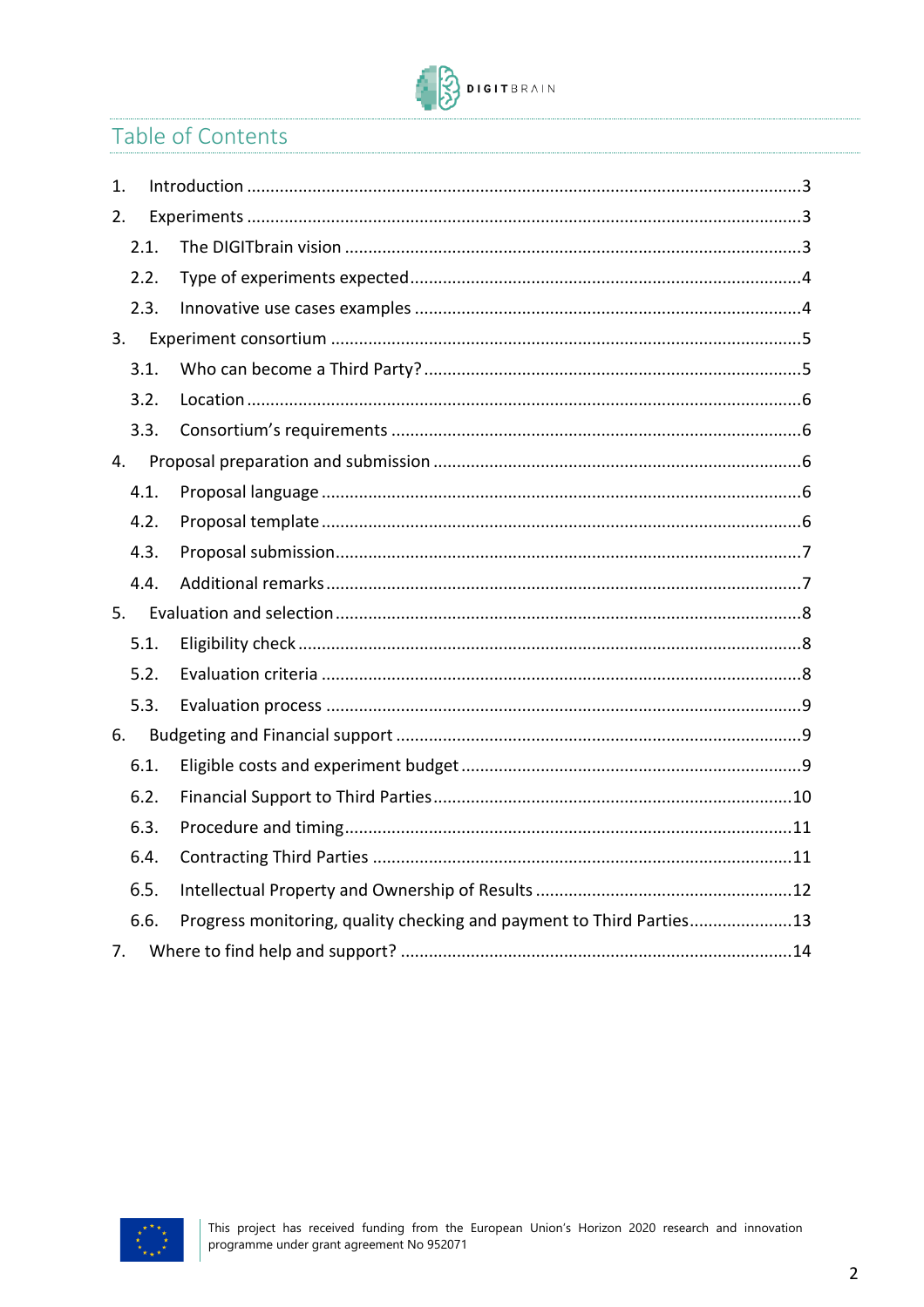# Table of Contents

1. Introduction ....................................................................................................................3
2. Experiments ....................................................................................................................3
   - 2.1. The DIGITbrain vision ................................................................................................3
   - 2.2. Type of experiments expected..................................................................................4
   - 2.3. Innovative use cases examples .................................................................................4
3. Experiment consortium ...................................................................................................5
   - 3.1. Who can become a Third Party?...............................................................................5
   - 3.2. Location ....................................................................................................................6
   - 3.3. Consortium's requirements ......................................................................................6
4. Proposal preparation and submission .............................................................................6
   - 4.1. Proposal language ....................................................................................................6
   - 4.2. Proposal template ....................................................................................................6
   - 4.3. Proposal submission.................................................................................................7
   - 4.4. Additional remarks ...................................................................................................7
5. Evaluation and selection .................................................................................................8
   - 5.1. Eligibility check .........................................................................................................8
   - 5.2. Evaluation criteria ....................................................................................................8
   - 5.3. Evaluation process ....................................................................................................9
6. Budgeting and Financial support .....................................................................................9
   - 6.1. Eligible costs and experiment budget .......................................................................9
   - 6.2. Financial Support to Third Parties...........................................................................10
   - 6.3. Procedure and timing..............................................................................................11
   - 6.4. Contracting Third Parties ........................................................................................11
   - 6.5. Intellectual Property and Ownership of Results ......................................................12
   - 6.6. Progress monitoring, quality checking and payment to Third Parties.....................13
7. Where to find help and support? ..................................................................................14

This project has received funding from the European Union's Horizon 2020 research and innovation programme under grant agreement No 952071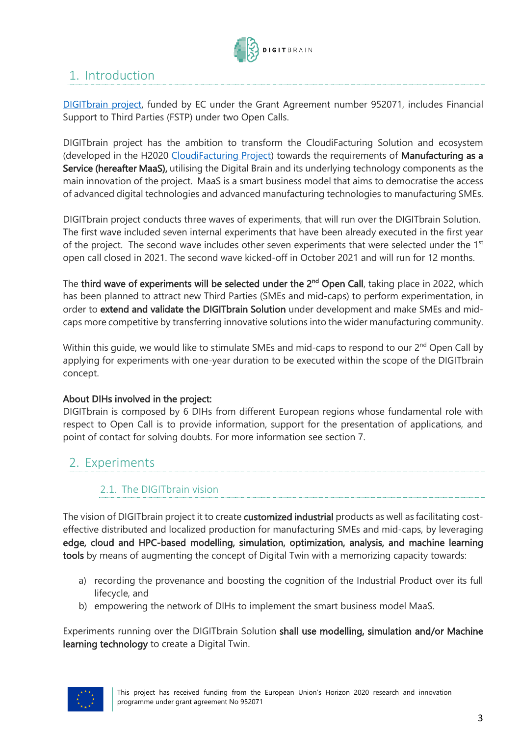# 1. Introduction

[DIGITbrain project](#), funded by EC under the Grant Agreement number 952071, includes Financial Support to Third Parties (FSTP) under two Open Calls.

DIGITbrain project has the ambition to transform the CloudiFacturing Solution and ecosystem (developed in the H2020 [CloudiFacturing Project](#)) towards the requirements of **Manufacturing as a Service (hereafter MaaS),** utilising the Digital Brain and its underlying technology components as the main innovation of the project. MaaS is a smart business model that aims to democratise the access of advanced digital technologies and advanced manufacturing technologies to manufacturing SMEs.

DIGITbrain project conducts three waves of experiments, that will run over the DIGITbrain Solution. The first wave included seven internal experiments that have been already executed in the first year of the project. The second wave includes other seven experiments that were selected under the 1st open call closed in 2021. The second wave kicked-off in October 2021 and will run for 12 months.

The **third wave of experiments will be selected under the 2nd Open Call**, taking place in 2022, which has been planned to attract new Third Parties (SMEs and mid-caps) to perform experimentation, in order to **extend and validate the DIGITbrain Solution** under development and make SMEs and mid-caps more competitive by transferring innovative solutions into the wider manufacturing community.

Within this guide, we would like to stimulate SMEs and mid-caps to respond to our 2nd Open Call by applying for experiments with one-year duration to be executed within the scope of the DIGITbrain concept.

**About DIHs involved in the project:**
DIGITbrain is composed by 6 DIHs from different European regions whose fundamental role with respect to Open Call is to provide information, support for the presentation of applications, and point of contact for solving doubts. For more information see section 7.

# 2. Experiments

## 2.1. The DIGITbrain vision

The vision of DIGITbrain project it to create **customized industrial** products as well as facilitating cost-effective distributed and localized production for manufacturing SMEs and mid-caps, by leveraging **edge, cloud and HPC-based modelling, simulation, optimization, analysis, and machine learning tools** by means of augmenting the concept of Digital Twin with a memorizing capacity towards:

a) recording the provenance and boosting the cognition of the Industrial Product over its full lifecycle, and
b) empowering the network of DIHs to implement the smart business model MaaS.

Experiments running over the DIGITbrain Solution **shall use modelling, simulation and/or Machine learning technology** to create a Digital Twin.

This project has received funding from the European Union's Horizon 2020 research and innovation programme under grant agreement No 952071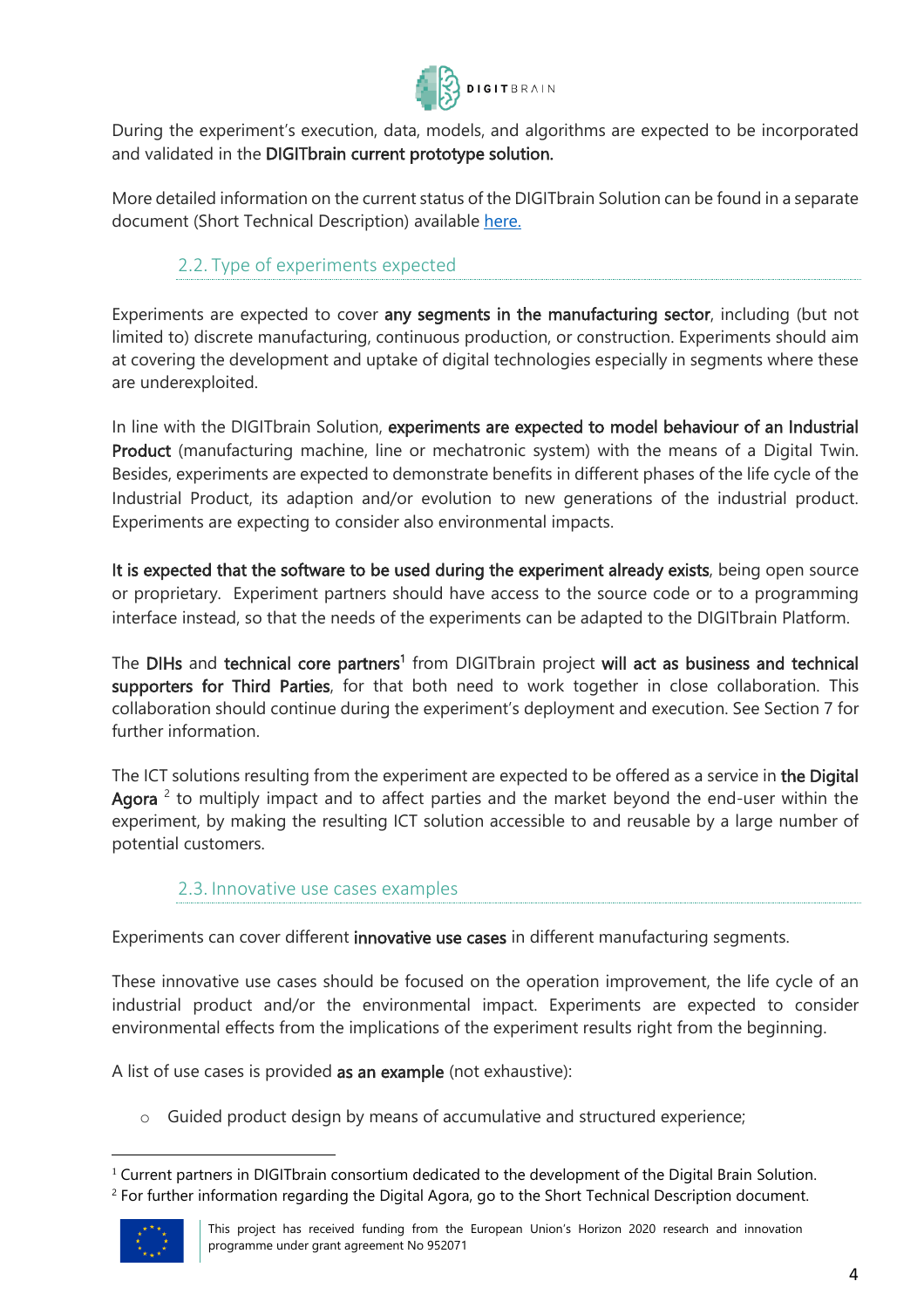During the experiment's execution, data, models, and algorithms are expected to be incorporated and validated in the **DIGITbrain current prototype solution.**

More detailed information on the current status of the DIGITbrain Solution can be found in a separate document (Short Technical Description) available [here.](#)

### 2.2. Type of experiments expected

Experiments are expected to cover **any segments in the manufacturing sector**, including (but not limited to) discrete manufacturing, continuous production, or construction. Experiments should aim at covering the development and uptake of digital technologies especially in segments where these are underexploited.

In line with the DIGITbrain Solution, **experiments are expected to model behaviour of an Industrial Product** (manufacturing machine, line or mechatronic system) with the means of a Digital Twin. Besides, experiments are expected to demonstrate benefits in different phases of the life cycle of the Industrial Product, its adaption and/or evolution to new generations of the industrial product. Experiments are expecting to consider also environmental impacts.

**It is expected that the software to be used during the experiment already exists**, being open source or proprietary. Experiment partners should have access to the source code or to a programming interface instead, so that the needs of the experiments can be adapted to the DIGITbrain Platform.

The **DIHs** and **technical core partners**[1] from DIGITbrain project **will act as business and technical supporters for Third Parties**, for that both need to work together in close collaboration. This collaboration should continue during the experiment's deployment and execution. See Section 7 for further information.

The ICT solutions resulting from the experiment are expected to be offered as a service in **the Digital Agora** [2] to multiply impact and to affect parties and the market beyond the end-user within the experiment, by making the resulting ICT solution accessible to and reusable by a large number of potential customers.

### 2.3. Innovative use cases examples

Experiments can cover different **innovative use cases** in different manufacturing segments.

These innovative use cases should be focused on the operation improvement, the life cycle of an industrial product and/or the environmental impact. Experiments are expected to consider environmental effects from the implications of the experiment results right from the beginning.

A list of use cases is provided **as an example** (not exhaustive):

- Guided product design by means of accumulative and structured experience;

[1] Current partners in DIGITbrain consortium dedicated to the development of the Digital Brain Solution.
[2] For further information regarding the Digital Agora, go to the Short Technical Description document.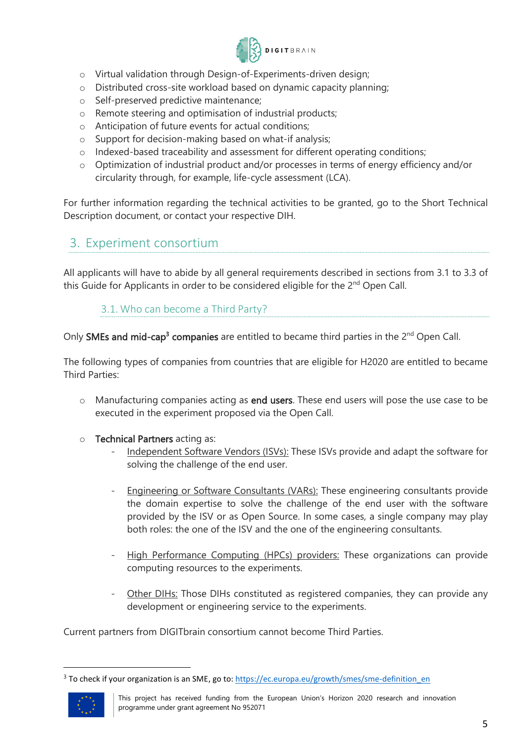- Virtual validation through Design-of-Experiments-driven design;
- Distributed cross-site workload based on dynamic capacity planning;
- Self-preserved predictive maintenance;
- Remote steering and optimisation of industrial products;
- Anticipation of future events for actual conditions;
- Support for decision-making based on what-if analysis;
- Indexed-based traceability and assessment for different operating conditions;
- Optimization of industrial product and/or processes in terms of energy efficiency and/or circularity through, for example, life-cycle assessment (LCA).

For further information regarding the technical activities to be granted, go to the Short Technical Description document, or contact your respective DIH.

## 3. Experiment consortium

All applicants will have to abide by all general requirements described in sections from 3.1 to 3.3 of this Guide for Applicants in order to be considered eligible for the 2nd Open Call.

### 3.1. Who can become a Third Party?

Only **SMEs and mid-cap[3] companies** are entitled to became third parties in the 2nd Open Call.

The following types of companies from countries that are eligible for H2020 are entitled to became Third Parties:

- Manufacturing companies acting as **end users**. These end users will pose the use case to be executed in the experiment proposed via the Open Call.

- **Technical Partners** acting as:
  - Independent Software Vendors (ISVs): These ISVs provide and adapt the software for solving the challenge of the end user.

  - Engineering or Software Consultants (VARs): These engineering consultants provide the domain expertise to solve the challenge of the end user with the software provided by the ISV or as Open Source. In some cases, a single company may play both roles: the one of the ISV and the one of the engineering consultants.

  - High Performance Computing (HPCs) providers: These organizations can provide computing resources to the experiments.

  - Other DIHs: Those DIHs constituted as registered companies, they can provide any development or engineering service to the experiments.

Current partners from DIGITbrain consortium cannot become Third Parties.

---

[3] To check if your organization is an SME, go to: https://ec.europa.eu/growth/smes/sme-definition_en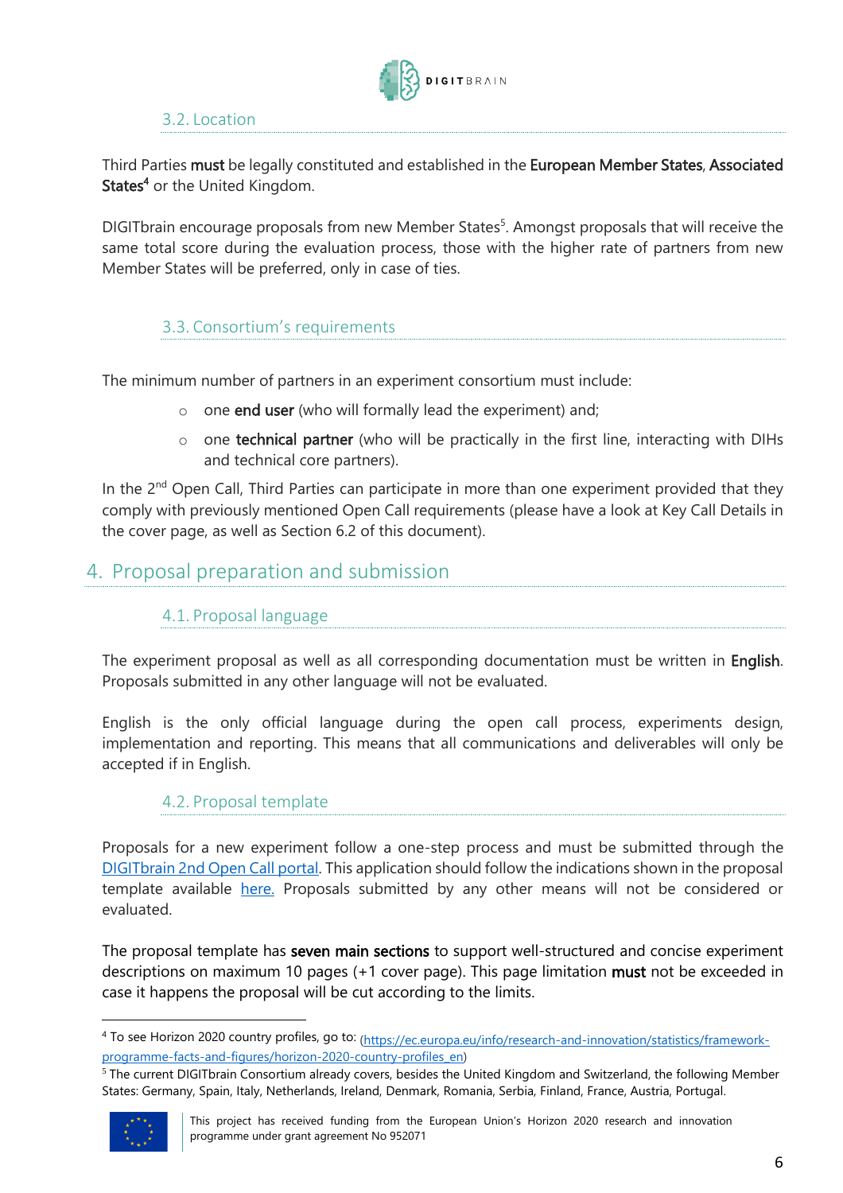### 3.2. Location

Third Parties **must** be legally constituted and established in the **European Member States**, **Associated States**[4] or the United Kingdom.

DIGITbrain encourage proposals from new Member States[5]. Amongst proposals that will receive the same total score during the evaluation process, those with the higher rate of partners from new Member States will be preferred, only in case of ties.

### 3.3. Consortium's requirements

The minimum number of partners in an experiment consortium must include:

- one **end user** (who will formally lead the experiment) and;
- one **technical partner** (who will be practically in the first line, interacting with DIHs and technical core partners).

In the 2nd Open Call, Third Parties can participate in more than one experiment provided that they comply with previously mentioned Open Call requirements (please have a look at Key Call Details in the cover page, as well as Section 6.2 of this document).

## 4. Proposal preparation and submission

### 4.1. Proposal language

The experiment proposal as well as all corresponding documentation must be written in **English**. Proposals submitted in any other language will not be evaluated.

English is the only official language during the open call process, experiments design, implementation and reporting. This means that all communications and deliverables will only be accepted if in English.

### 4.2. Proposal template

Proposals for a new experiment follow a one-step process and must be submitted through the [DIGITbrain 2nd Open Call portal](). This application should follow the indications shown in the proposal template available [here.]() Proposals submitted by any other means will not be considered or evaluated.

The proposal template has **seven main sections** to support well-structured and concise experiment descriptions on maximum 10 pages (+1 cover page). This page limitation **must** not be exceeded in case it happens the proposal will be cut according to the limits.

---

[4] To see Horizon 2020 country profiles, go to: (https://ec.europa.eu/info/research-and-innovation/statistics/framework-programme-facts-and-figures/horizon-2020-country-profiles_en)

[5] The current DIGITbrain Consortium already covers, besides the United Kingdom and Switzerland, the following Member States: Germany, Spain, Italy, Netherlands, Ireland, Denmark, Romania, Serbia, Finland, France, Austria, Portugal.

This project has received funding from the European Union's Horizon 2020 research and innovation programme under grant agreement No 952071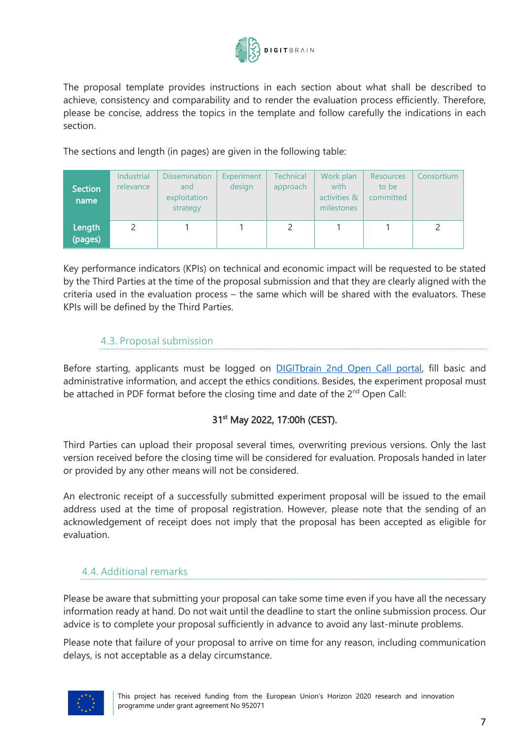The proposal template provides instructions in each section about what shall be described to achieve, consistency and comparability and to render the evaluation process efficiently. Therefore, please be concise, address the topics in the template and follow carefully the indications in each section.

The sections and length (in pages) are given in the following table:

| Section name | Industrial relevance | Dissemination and exploitation strategy | Experiment design | Technical approach | Work plan with activities & milestones | Resources to be committed | Consortium |
|---|---|---|---|---|---|---|---|
| Length (pages) | 2 | 1 | 1 | 2 | 1 | 1 | 2 |

Key performance indicators (KPIs) on technical and economic impact will be requested to be stated by the Third Parties at the time of the proposal submission and that they are clearly aligned with the criteria used in the evaluation process – the same which will be shared with the evaluators. These KPIs will be defined by the Third Parties.

### 4.3. Proposal submission

Before starting, applicants must be logged on [DIGITbrain 2nd Open Call portal](), fill basic and administrative information, and accept the ethics conditions. Besides, the experiment proposal must be attached in PDF format before the closing time and date of the 2nd Open Call:

**31st May 2022, 17:00h (CEST).**

Third Parties can upload their proposal several times, overwriting previous versions. Only the last version received before the closing time will be considered for evaluation. Proposals handed in later or provided by any other means will not be considered.

An electronic receipt of a successfully submitted experiment proposal will be issued to the email address used at the time of proposal registration. However, please note that the sending of an acknowledgement of receipt does not imply that the proposal has been accepted as eligible for evaluation.

### 4.4. Additional remarks

Please be aware that submitting your proposal can take some time even if you have all the necessary information ready at hand. Do not wait until the deadline to start the online submission process. Our advice is to complete your proposal sufficiently in advance to avoid any last-minute problems.

Please note that failure of your proposal to arrive on time for any reason, including communication delays, is not acceptable as a delay circumstance.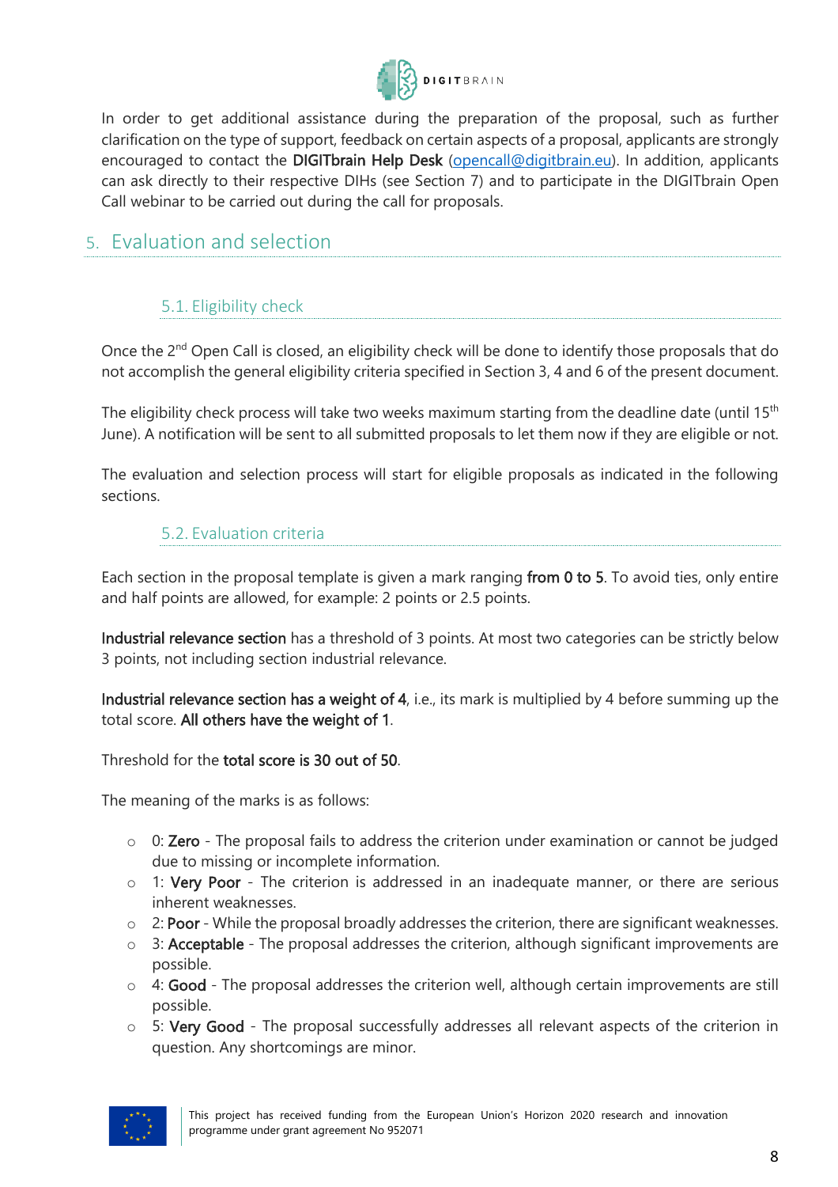In order to get additional assistance during the preparation of the proposal, such as further clarification on the type of support, feedback on certain aspects of a proposal, applicants are strongly encouraged to contact the **DIGITbrain Help Desk** (opencall@digitbrain.eu). In addition, applicants can ask directly to their respective DIHs (see Section 7) and to participate in the DIGITbrain Open Call webinar to be carried out during the call for proposals.

# 5. Evaluation and selection

## 5.1. Eligibility check

Once the 2nd Open Call is closed, an eligibility check will be done to identify those proposals that do not accomplish the general eligibility criteria specified in Section 3, 4 and 6 of the present document.

The eligibility check process will take two weeks maximum starting from the deadline date (until 15th June). A notification will be sent to all submitted proposals to let them now if they are eligible or not.

The evaluation and selection process will start for eligible proposals as indicated in the following sections.

## 5.2. Evaluation criteria

Each section in the proposal template is given a mark ranging **from 0 to 5**. To avoid ties, only entire and half points are allowed, for example: 2 points or 2.5 points.

**Industrial relevance section** has a threshold of 3 points. At most two categories can be strictly below 3 points, not including section industrial relevance.

**Industrial relevance section has a weight of 4**, i.e., its mark is multiplied by 4 before summing up the total score. **All others have the weight of 1**.

Threshold for the **total score is 30 out of 50**.

The meaning of the marks is as follows:

- 0: **Zero** - The proposal fails to address the criterion under examination or cannot be judged due to missing or incomplete information.
- 1: **Very Poor** - The criterion is addressed in an inadequate manner, or there are serious inherent weaknesses.
- 2: **Poor** - While the proposal broadly addresses the criterion, there are significant weaknesses.
- 3: **Acceptable** - The proposal addresses the criterion, although significant improvements are possible.
- 4: **Good** - The proposal addresses the criterion well, although certain improvements are still possible.
- 5: **Very Good** - The proposal successfully addresses all relevant aspects of the criterion in question. Any shortcomings are minor.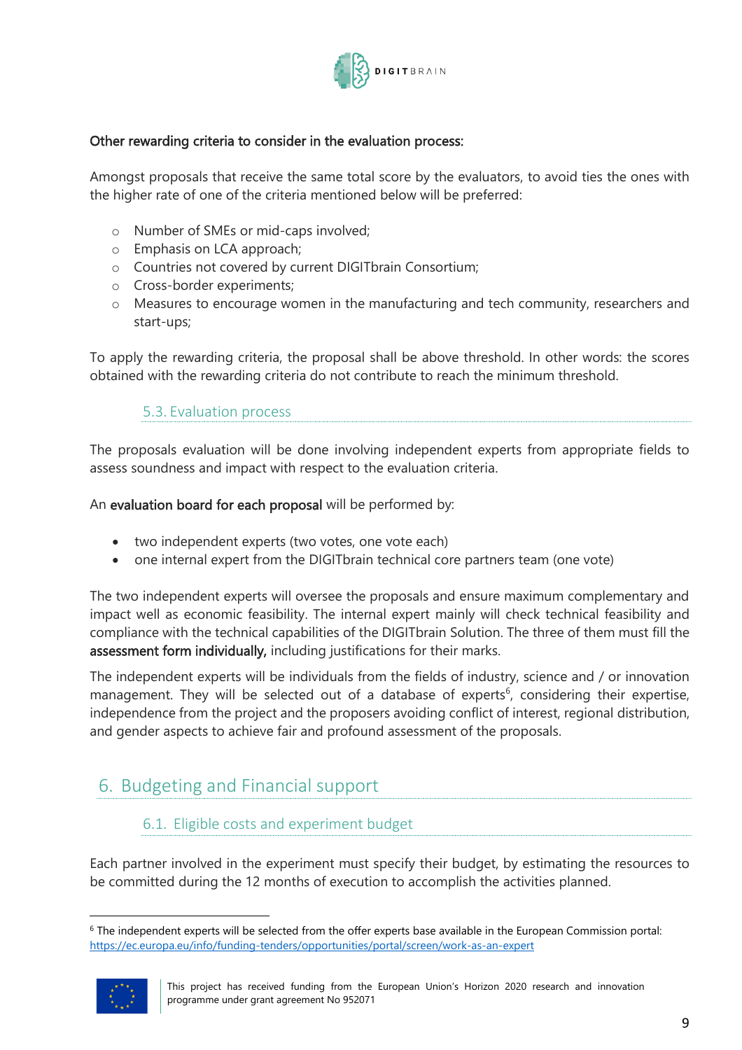**Other rewarding criteria to consider in the evaluation process:**

Amongst proposals that receive the same total score by the evaluators, to avoid ties the ones with the higher rate of one of the criteria mentioned below will be preferred:

- Number of SMEs or mid-caps involved;
- Emphasis on LCA approach;
- Countries not covered by current DIGITbrain Consortium;
- Cross-border experiments;
- Measures to encourage women in the manufacturing and tech community, researchers and start-ups;

To apply the rewarding criteria, the proposal shall be above threshold. In other words: the scores obtained with the rewarding criteria do not contribute to reach the minimum threshold.

### 5.3. Evaluation process

The proposals evaluation will be done involving independent experts from appropriate fields to assess soundness and impact with respect to the evaluation criteria.

An **evaluation board for each proposal** will be performed by:

- two independent experts (two votes, one vote each)
- one internal expert from the DIGITbrain technical core partners team (one vote)

The two independent experts will oversee the proposals and ensure maximum complementary and impact well as economic feasibility. The internal expert mainly will check technical feasibility and compliance with the technical capabilities of the DIGITbrain Solution. The three of them must fill the **assessment form individually,** including justifications for their marks.

The independent experts will be individuals from the fields of industry, science and / or innovation management. They will be selected out of a database of experts[6], considering their expertise, independence from the project and the proposers avoiding conflict of interest, regional distribution, and gender aspects to achieve fair and profound assessment of the proposals.

## 6. Budgeting and Financial support

### 6.1. Eligible costs and experiment budget

Each partner involved in the experiment must specify their budget, by estimating the resources to be committed during the 12 months of execution to accomplish the activities planned.

---

[6] The independent experts will be selected from the offer experts base available in the European Commission portal: https://ec.europa.eu/info/funding-tenders/opportunities/portal/screen/work-as-an-expert

This project has received funding from the European Union's Horizon 2020 research and innovation programme under grant agreement No 952071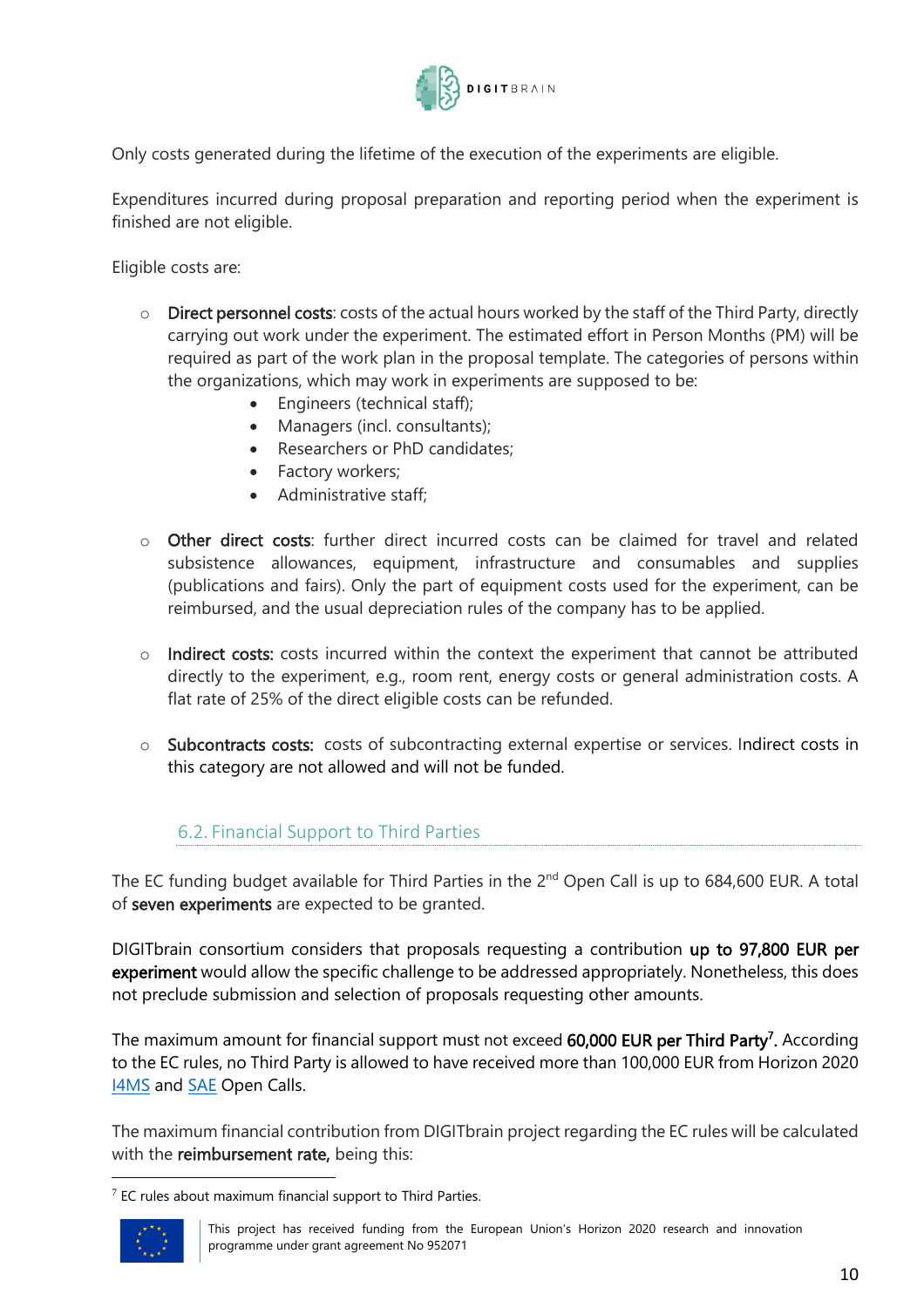Only costs generated during the lifetime of the execution of the experiments are eligible.

Expenditures incurred during proposal preparation and reporting period when the experiment is finished are not eligible.

Eligible costs are:

- **Direct personnel costs**: costs of the actual hours worked by the staff of the Third Party, directly carrying out work under the experiment. The estimated effort in Person Months (PM) will be required as part of the work plan in the proposal template. The categories of persons within the organizations, which may work in experiments are supposed to be:
    - Engineers (technical staff);
    - Managers (incl. consultants);
    - Researchers or PhD candidates;
    - Factory workers;
    - Administrative staff;

- **Other direct costs**: further direct incurred costs can be claimed for travel and related subsistence allowances, equipment, infrastructure and consumables and supplies (publications and fairs). Only the part of equipment costs used for the experiment, can be reimbursed, and the usual depreciation rules of the company has to be applied.

- **Indirect costs:** costs incurred within the context the experiment that cannot be attributed directly to the experiment, e.g., room rent, energy costs or general administration costs. A flat rate of 25% of the direct eligible costs can be refunded.

- **Subcontracts costs:** costs of subcontracting external expertise or services. Indirect costs in this category are not allowed and will not be funded.

### 6.2. Financial Support to Third Parties

The EC funding budget available for Third Parties in the 2nd Open Call is up to 684,600 EUR. A total of **seven experiments** are expected to be granted.

DIGITbrain consortium considers that proposals requesting a contribution **up to 97,800 EUR per experiment** would allow the specific challenge to be addressed appropriately. Nonetheless, this does not preclude submission and selection of proposals requesting other amounts.

The maximum amount for financial support must not exceed **60,000 EUR per Third Party**[7]. According to the EC rules, no Third Party is allowed to have received more than 100,000 EUR from Horizon 2020 I4MS and SAE Open Calls.

The maximum financial contribution from DIGITbrain project regarding the EC rules will be calculated with the **reimbursement rate,** being this:

[7] EC rules about maximum financial support to Third Parties.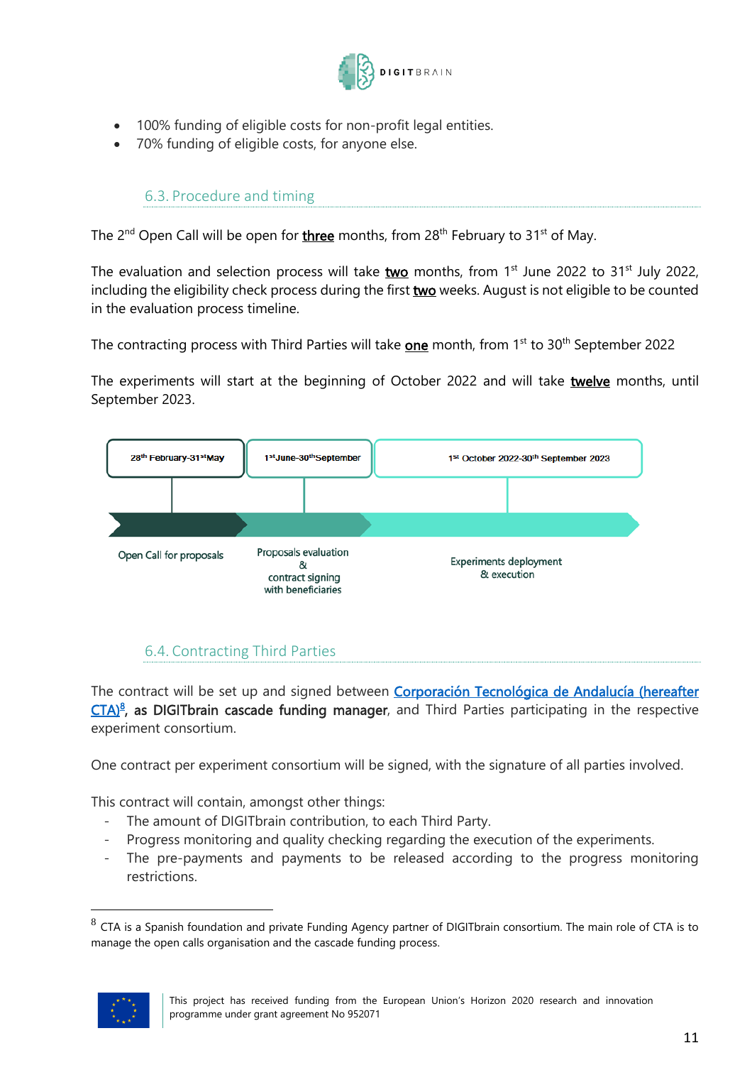- 100% funding of eligible costs for non-profit legal entities.
- 70% funding of eligible costs, for anyone else.

### 6.3. Procedure and timing

The 2nd Open Call will be open for **three** months, from 28th February to 31st of May.

The evaluation and selection process will take **two** months, from 1st June 2022 to 31st July 2022, including the eligibility check process during the first **two** weeks. August is not eligible to be counted in the evaluation process timeline.

The contracting process with Third Parties will take **one** month, from 1st to 30th September 2022

The experiments will start at the beginning of October 2022 and will take **twelve** months, until September 2023.

| 28th February-31st May | 1st June-30th September | 1st October 2022-30th September 2023 |
|---|---|---|
| Open Call for proposals | Proposals evaluation & contract signing with beneficiaries | Experiments deployment & execution |

### 6.4. Contracting Third Parties

The contract will be set up and signed between Corporación Tecnológica de Andalucía (hereafter CTA)[8], **as DIGITbrain cascade funding manager**, and Third Parties participating in the respective experiment consortium.

One contract per experiment consortium will be signed, with the signature of all parties involved.

This contract will contain, amongst other things:

- The amount of DIGITbrain contribution, to each Third Party.
- Progress monitoring and quality checking regarding the execution of the experiments.
- The pre-payments and payments to be released according to the progress monitoring restrictions.

[8] CTA is a Spanish foundation and private Funding Agency partner of DIGITbrain consortium. The main role of CTA is to manage the open calls organisation and the cascade funding process.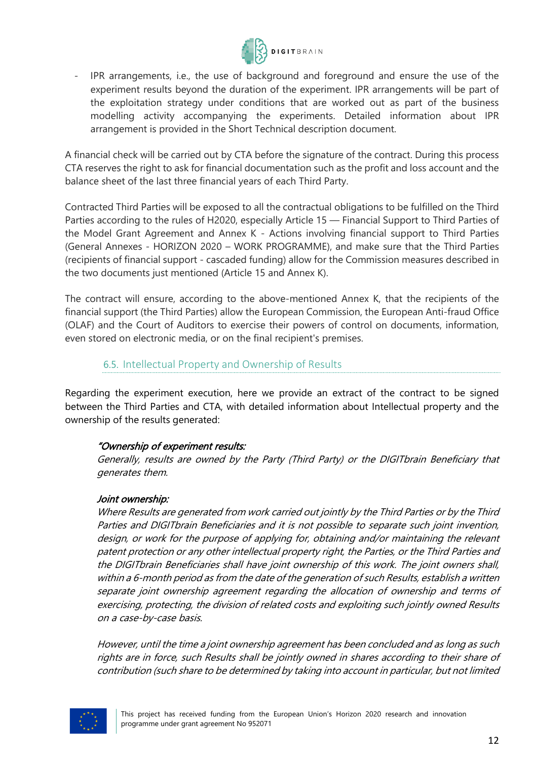- IPR arrangements, i.e., the use of background and foreground and ensure the use of the experiment results beyond the duration of the experiment. IPR arrangements will be part of the exploitation strategy under conditions that are worked out as part of the business modelling activity accompanying the experiments. Detailed information about IPR arrangement is provided in the Short Technical description document.

A financial check will be carried out by CTA before the signature of the contract. During this process CTA reserves the right to ask for financial documentation such as the profit and loss account and the balance sheet of the last three financial years of each Third Party.

Contracted Third Parties will be exposed to all the contractual obligations to be fulfilled on the Third Parties according to the rules of H2020, especially Article 15 — Financial Support to Third Parties of the Model Grant Agreement and Annex K - Actions involving financial support to Third Parties (General Annexes - HORIZON 2020 – WORK PROGRAMME), and make sure that the Third Parties (recipients of financial support - cascaded funding) allow for the Commission measures described in the two documents just mentioned (Article 15 and Annex K).

The contract will ensure, according to the above-mentioned Annex K, that the recipients of the financial support (the Third Parties) allow the European Commission, the European Anti-fraud Office (OLAF) and the Court of Auditors to exercise their powers of control on documents, information, even stored on electronic media, or on the final recipient's premises.

## 6.5. Intellectual Property and Ownership of Results

Regarding the experiment execution, here we provide an extract of the contract to be signed between the Third Parties and CTA, with detailed information about Intellectual property and the ownership of the results generated:

> ***"Ownership of experiment results:***
> *Generally, results are owned by the Party (Third Party) or the DIGITbrain Beneficiary that generates them.*
>
> ***Joint ownership:***
> *Where Results are generated from work carried out jointly by the Third Parties or by the Third Parties and DIGITbrain Beneficiaries and it is not possible to separate such joint invention, design, or work for the purpose of applying for, obtaining and/or maintaining the relevant patent protection or any other intellectual property right, the Parties, or the Third Parties and the DIGITbrain Beneficiaries shall have joint ownership of this work. The joint owners shall, within a 6-month period as from the date of the generation of such Results, establish a written separate joint ownership agreement regarding the allocation of ownership and terms of exercising, protecting, the division of related costs and exploiting such jointly owned Results on a case-by-case basis.*
>
> *However, until the time a joint ownership agreement has been concluded and as long as such rights are in force, such Results shall be jointly owned in shares according to their share of contribution (such share to be determined by taking into account in particular, but not limited*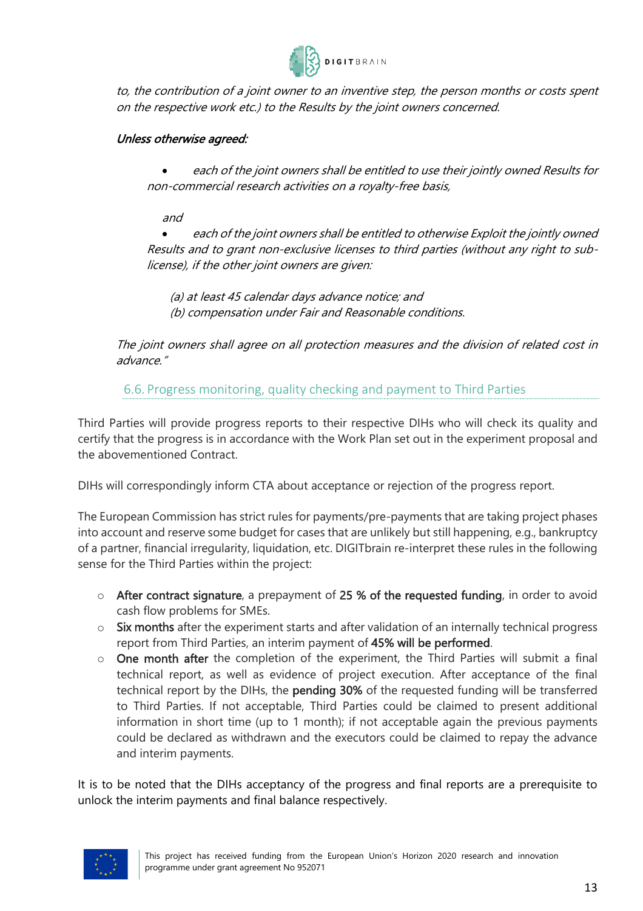*to, the contribution of a joint owner to an inventive step, the person months or costs spent on the respective work etc.) to the Results by the joint owners concerned.*

***Unless otherwise agreed:***

- *each of the joint owners shall be entitled to use their jointly owned Results for non-commercial research activities on a royalty-free basis,*

  *and*

- *each of the joint owners shall be entitled to otherwise Exploit the jointly owned Results and to grant non-exclusive licenses to third parties (without any right to sub-license), if the other joint owners are given:*

  *(a) at least 45 calendar days advance notice; and*
  *(b) compensation under Fair and Reasonable conditions.*

*The joint owners shall agree on all protection measures and the division of related cost in advance."*

### 6.6. Progress monitoring, quality checking and payment to Third Parties

Third Parties will provide progress reports to their respective DIHs who will check its quality and certify that the progress is in accordance with the Work Plan set out in the experiment proposal and the abovementioned Contract.

DIHs will correspondingly inform CTA about acceptance or rejection of the progress report.

The European Commission has strict rules for payments/pre-payments that are taking project phases into account and reserve some budget for cases that are unlikely but still happening, e.g., bankruptcy of a partner, financial irregularity, liquidation, etc. DIGITbrain re-interpret these rules in the following sense for the Third Parties within the project:

- **After contract signature**, a prepayment of **25 % of the requested funding**, in order to avoid cash flow problems for SMEs.
- **Six months** after the experiment starts and after validation of an internally technical progress report from Third Parties, an interim payment of **45% will be performed**.
- **One month after** the completion of the experiment, the Third Parties will submit a final technical report, as well as evidence of project execution. After acceptance of the final technical report by the DIHs, the **pending 30%** of the requested funding will be transferred to Third Parties. If not acceptable, Third Parties could be claimed to present additional information in short time (up to 1 month); if not acceptable again the previous payments could be declared as withdrawn and the executors could be claimed to repay the advance and interim payments.

It is to be noted that the DIHs acceptancy of the progress and final reports are a prerequisite to unlock the interim payments and final balance respectively.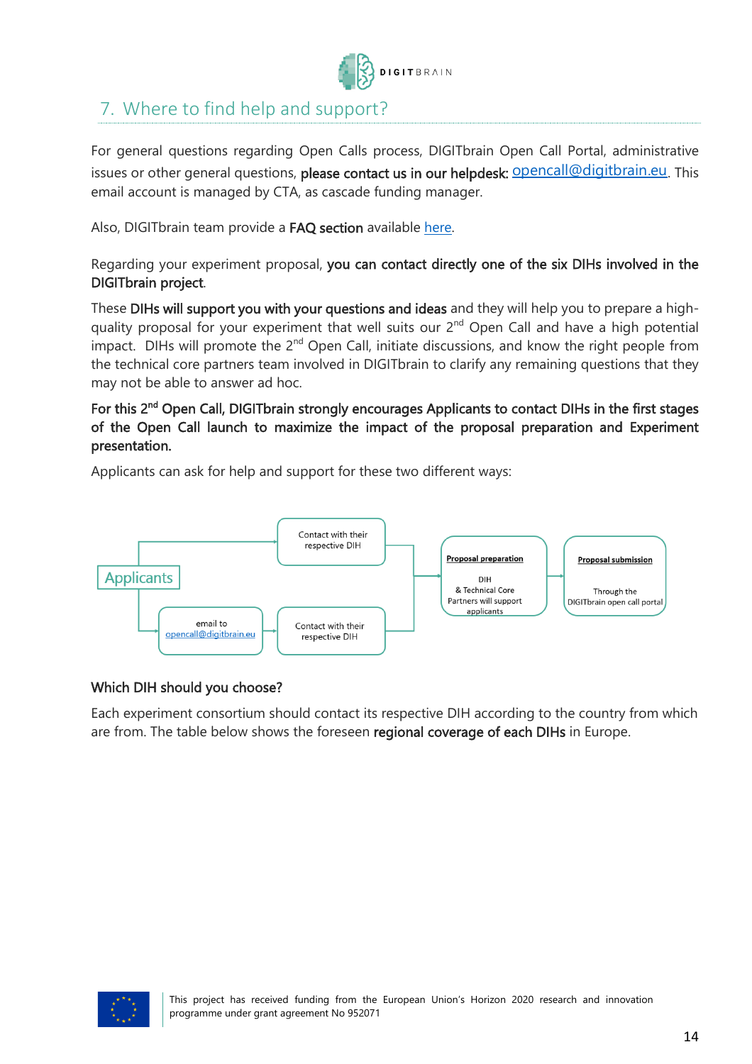## 7. Where to find help and support?

For general questions regarding Open Calls process, DIGITbrain Open Call Portal, administrative issues or other general questions, **please contact us in our helpdesk:** opencall@digitbrain.eu. This email account is managed by CTA, as cascade funding manager.

Also, DIGITbrain team provide a **FAQ section** available here.

Regarding your experiment proposal, **you can contact directly one of the six DIHs involved in the DIGITbrain project**.

These **DIHs will support you with your questions and ideas** and they will help you to prepare a high-quality proposal for your experiment that well suits our 2nd Open Call and have a high potential impact. DIHs will promote the 2nd Open Call, initiate discussions, and know the right people from the technical core partners team involved in DIGITbrain to clarify any remaining questions that they may not be able to answer ad hoc.

**For this 2nd Open Call, DIGITbrain strongly encourages Applicants to contact DIHs in the first stages of the Open Call launch to maximize the impact of the proposal preparation and Experiment presentation.**

Applicants can ask for help and support for these two different ways:

Applicants → Contact with their respective DIH → **Proposal preparation**: DIH & Technical Core Partners will support applicants → **Proposal submission**: Through the DIGITbrain open call portal

Applicants → email to opencall@digitbrain.eu → Contact with their respective DIH → **Proposal preparation**: DIH & Technical Core Partners will support applicants → **Proposal submission**: Through the DIGITbrain open call portal

### Which DIH should you choose?

Each experiment consortium should contact its respective DIH according to the country from which are from. The table below shows the foreseen **regional coverage of each DIHs** in Europe.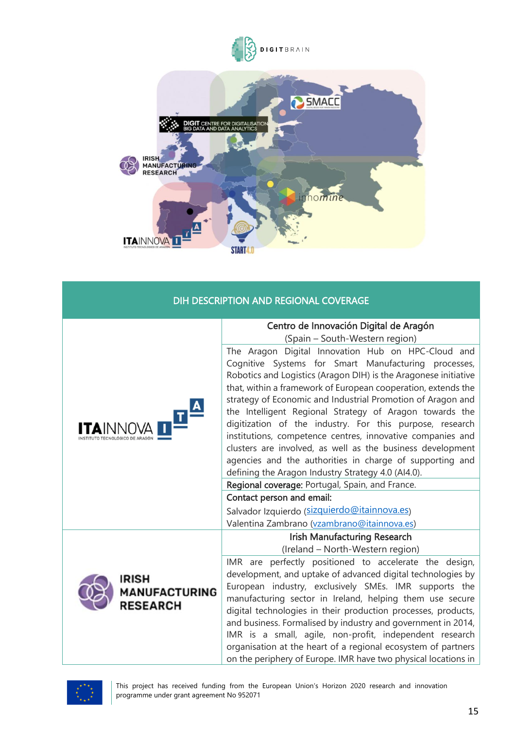| DIH DESCRIPTION AND REGIONAL COVERAGE | |
|---|---|
| ITAINNOVA | Centro de Innovación Digital de Aragón<br>(Spain – South-Western region) |
| | The Aragon Digital Innovation Hub on HPC-Cloud and Cognitive Systems for Smart Manufacturing processes, Robotics and Logistics (Aragon DIH) is the Aragonese initiative that, within a framework of European cooperation, extends the strategy of Economic and Industrial Promotion of Aragon and the Intelligent Regional Strategy of Aragon towards the digitization of the industry. For this purpose, research institutions, competence centres, innovative companies and clusters are involved, as well as the business development agencies and the authorities in charge of supporting and defining the Aragon Industry Strategy 4.0 (AI4.0). |
| | Regional coverage: Portugal, Spain, and France. |
| | Contact person and email:<br>Salvador Izquierdo (sizquierdo@itainnova.es)<br>Valentina Zambrano (vzambrano@itainnova.es) |
| IRISH MANUFACTURING RESEARCH | Irish Manufacturing Research<br>(Ireland – North-Western region) |
| | IMR are perfectly positioned to accelerate the design, development, and uptake of advanced digital technologies by European industry, exclusively SMEs. IMR supports the manufacturing sector in Ireland, helping them use secure digital technologies in their production processes, products, and business. Formalised by industry and government in 2014, IMR is a small, agile, non-profit, independent research organisation at the heart of a regional ecosystem of partners on the periphery of Europe. IMR have two physical locations in |

This project has received funding from the European Union's Horizon 2020 research and innovation programme under grant agreement No 952071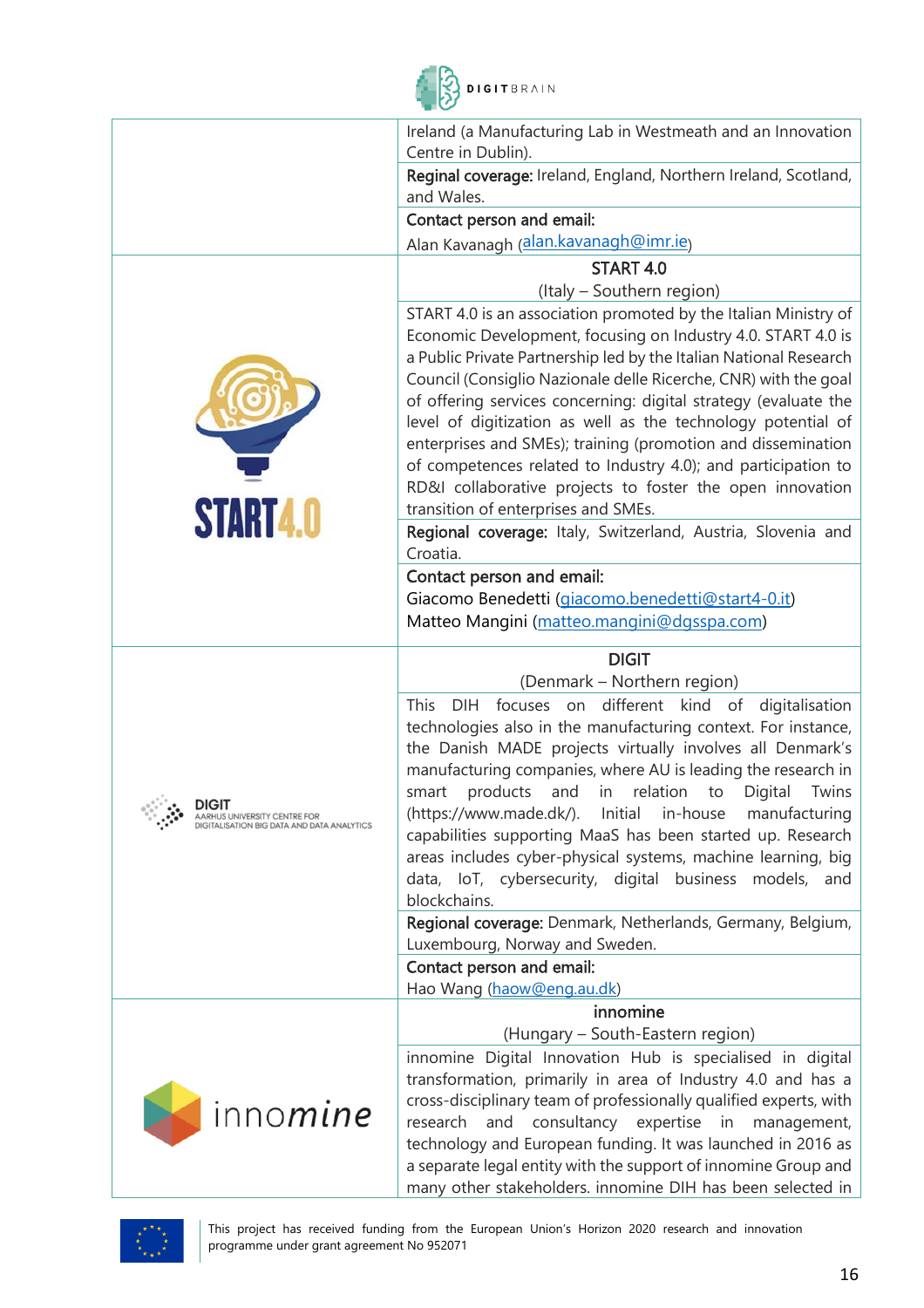| | |
|---|---|
| | Ireland (a Manufacturing Lab in Westmeath and an Innovation Centre in Dublin). |
| | **Regional coverage:** Ireland, England, Northern Ireland, Scotland, and Wales. |
| | **Contact person and email:** Alan Kavanagh (alan.kavanagh@imr.ie) |
| START4.0 | **START 4.0** (Italy – Southern region) |
| | START 4.0 is an association promoted by the Italian Ministry of Economic Development, focusing on Industry 4.0. START 4.0 is a Public Private Partnership led by the Italian National Research Council (Consiglio Nazionale delle Ricerche, CNR) with the goal of offering services concerning: digital strategy (evaluate the level of digitization as well as the technology potential of enterprises and SMEs); training (promotion and dissemination of competences related to Industry 4.0); and participation to RD&I collaborative projects to foster the open innovation transition of enterprises and SMEs. |
| | **Regional coverage:** Italy, Switzerland, Austria, Slovenia and Croatia. |
| | **Contact person and email:** Giacomo Benedetti (giacomo.benedetti@start4-0.it) Matteo Mangini (matteo.mangini@dgsspa.com) |
| DIGIT AARHUS UNIVERSITY CENTRE FOR DIGITALISATION BIG DATA AND DATA ANALYTICS | **DIGIT** (Denmark – Northern region) |
| | This DIH focuses on different kind of digitalisation technologies also in the manufacturing context. For instance, the Danish MADE projects virtually involves all Denmark's manufacturing companies, where AU is leading the research in smart products and in relation to Digital Twins (https://www.made.dk/). Initial in-house manufacturing capabilities supporting MaaS has been started up. Research areas includes cyber-physical systems, machine learning, big data, IoT, cybersecurity, digital business models, and blockchains. |
| | **Regional coverage:** Denmark, Netherlands, Germany, Belgium, Luxembourg, Norway and Sweden. |
| | **Contact person and email:** Hao Wang (haow@eng.au.dk) |
| innomine | **innomine** (Hungary – South-Eastern region) |
| | innomine Digital Innovation Hub is specialised in digital transformation, primarily in area of Industry 4.0 and has a cross-disciplinary team of professionally qualified experts, with research and consultancy expertise in management, technology and European funding. It was launched in 2016 as a separate legal entity with the support of innomine Group and many other stakeholders. innomine DIH has been selected in |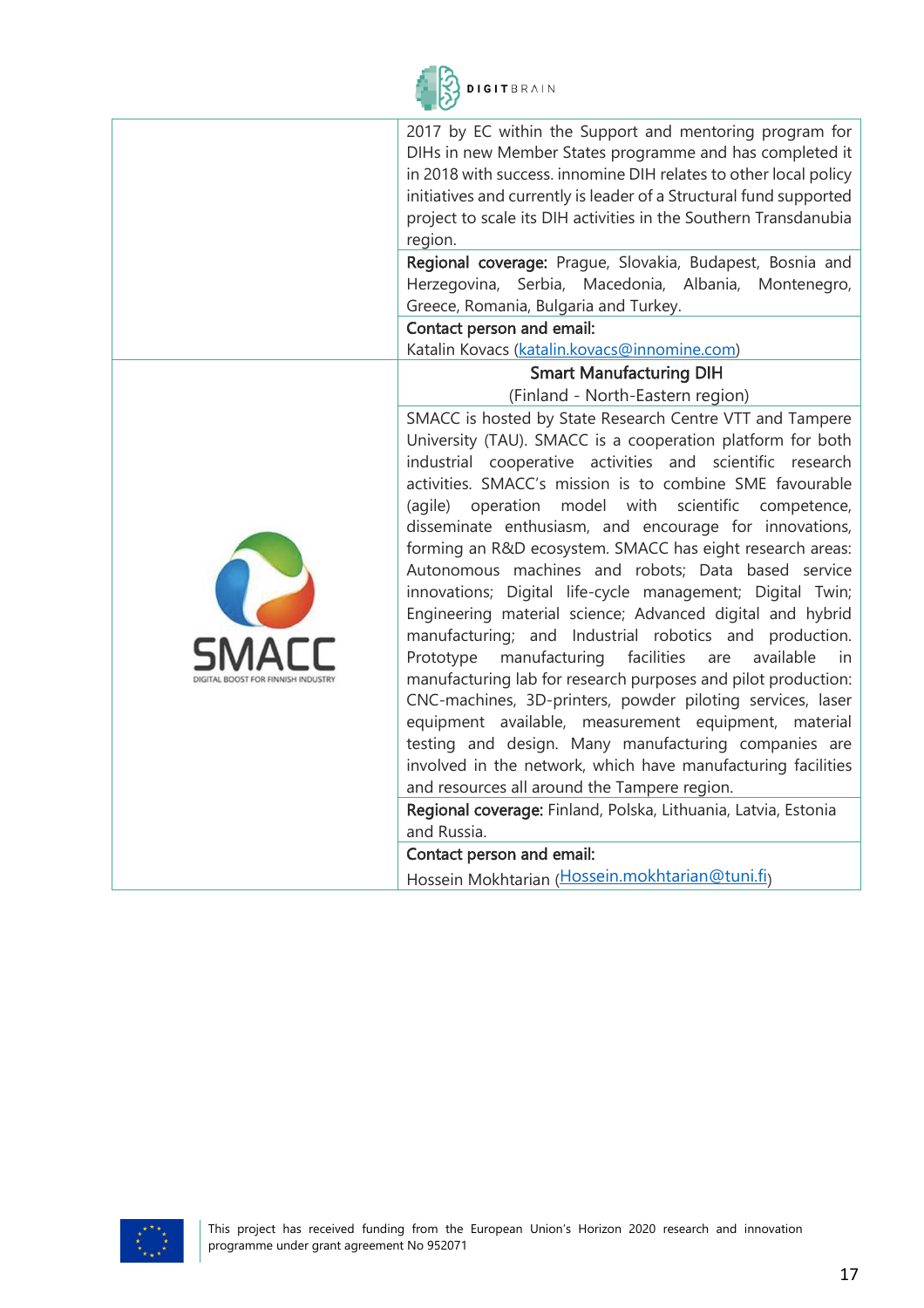| | |
|---|---|
| | 2017 by EC within the Support and mentoring program for DIHs in new Member States programme and has completed it in 2018 with success. innomine DIH relates to other local policy initiatives and currently is leader of a Structural fund supported project to scale its DIH activities in the Southern Transdanubia region. |
| | **Regional coverage:** Prague, Slovakia, Budapest, Bosnia and Herzegovina, Serbia, Macedonia, Albania, Montenegro, Greece, Romania, Bulgaria and Turkey. |
| | **Contact person and email:**<br>Katalin Kovacs (katalin.kovacs@innomine.com) |
| SMACC<br>DIGITAL BOOST FOR FINNISH INDUSTRY | **Smart Manufacturing DIH**<br>(Finland - North-Eastern region) |
| | SMACC is hosted by State Research Centre VTT and Tampere University (TAU). SMACC is a cooperation platform for both industrial cooperative activities and scientific research activities. SMACC's mission is to combine SME favourable (agile) operation model with scientific competence, disseminate enthusiasm, and encourage for innovations, forming an R&D ecosystem. SMACC has eight research areas: Autonomous machines and robots; Data based service innovations; Digital life-cycle management; Digital Twin; Engineering material science; Advanced digital and hybrid manufacturing; and Industrial robotics and production. Prototype manufacturing facilities are available in manufacturing lab for research purposes and pilot production: CNC-machines, 3D-printers, powder piloting services, laser equipment available, measurement equipment, material testing and design. Many manufacturing companies are involved in the network, which have manufacturing facilities and resources all around the Tampere region. |
| | **Regional coverage:** Finland, Polska, Lithuania, Latvia, Estonia and Russia. |
| | **Contact person and email:**<br>Hossein Mokhtarian (Hossein.mokhtarian@tuni.fi) |

This project has received funding from the European Union's Horizon 2020 research and innovation programme under grant agreement No 952071